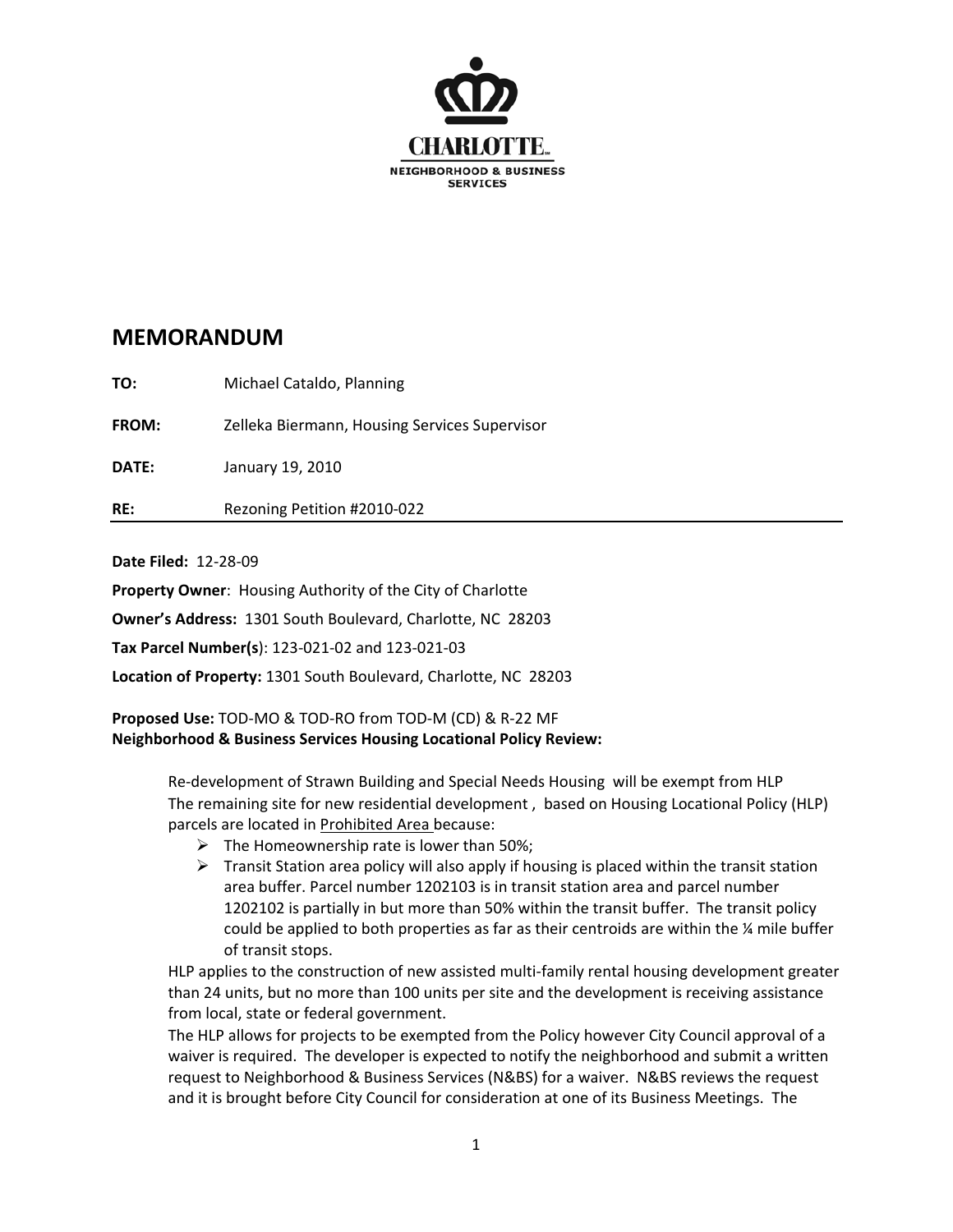CHARLOTTE.

NEIGHBORHOOD & BUSINESS SERVICES

# MEMORANDUM

**TO:** Michael Cataldo, Planning

**FROM:** Zelleka Biermann, Housing Services Supervisor

**DATE:** January 19, 2010

**RE:** Rezoning Petition #2010-022

---

**Date Filed:** 12-28-09

**Property Owner**: Housing Authority of the City of Charlotte

**Owner's Address:** 1301 South Boulevard, Charlotte, NC 28203

**Tax Parcel Number(s**): 123-021-02 and 123-021-03

**Location of Property:** 1301 South Boulevard, Charlotte, NC 28203

**Proposed Use:** TOD-MO & TOD-RO from TOD-M (CD) & R-22 MF
**Neighborhood & Business Services Housing Locational Policy Review:**

Re-development of Strawn Building and Special Needs Housing will be exempt from HLP
The remaining site for new residential development , based on Housing Locational Policy (HLP) parcels are located in <u>Prohibited Area</u> because:

- The Homeownership rate is lower than 50%;
- Transit Station area policy will also apply if housing is placed within the transit station area buffer. Parcel number 1202103 is in transit station area and parcel number 1202102 is partially in but more than 50% within the transit buffer. The transit policy could be applied to both properties as far as their centroids are within the ¼ mile buffer of transit stops.

HLP applies to the construction of new assisted multi-family rental housing development greater than 24 units, but no more than 100 units per site and the development is receiving assistance from local, state or federal government.

The HLP allows for projects to be exempted from the Policy however City Council approval of a waiver is required. The developer is expected to notify the neighborhood and submit a written request to Neighborhood & Business Services (N&BS) for a waiver. N&BS reviews the request and it is brought before City Council for consideration at one of its Business Meetings. The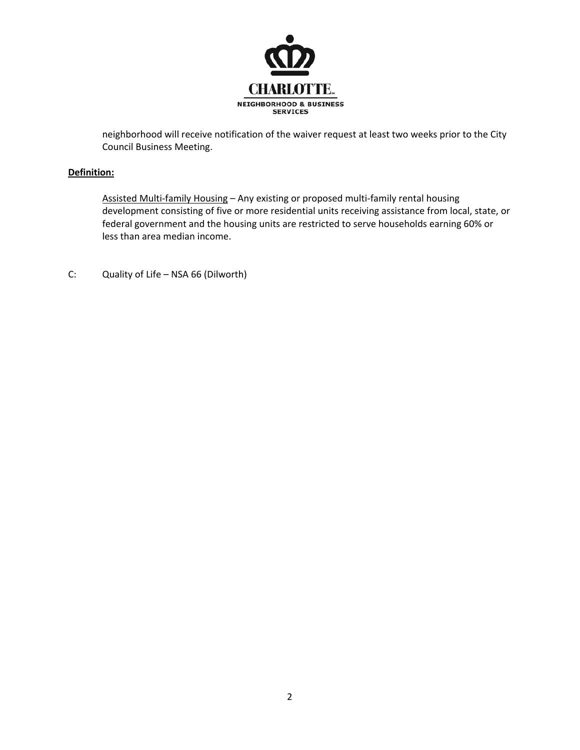neighborhood will receive notification of the waiver request at least two weeks prior to the City Council Business Meeting.

**Definition:**

Assisted Multi-family Housing – Any existing or proposed multi-family rental housing development consisting of five or more residential units receiving assistance from local, state, or federal government and the housing units are restricted to serve households earning 60% or less than area median income.

C: Quality of Life – NSA 66 (Dilworth)